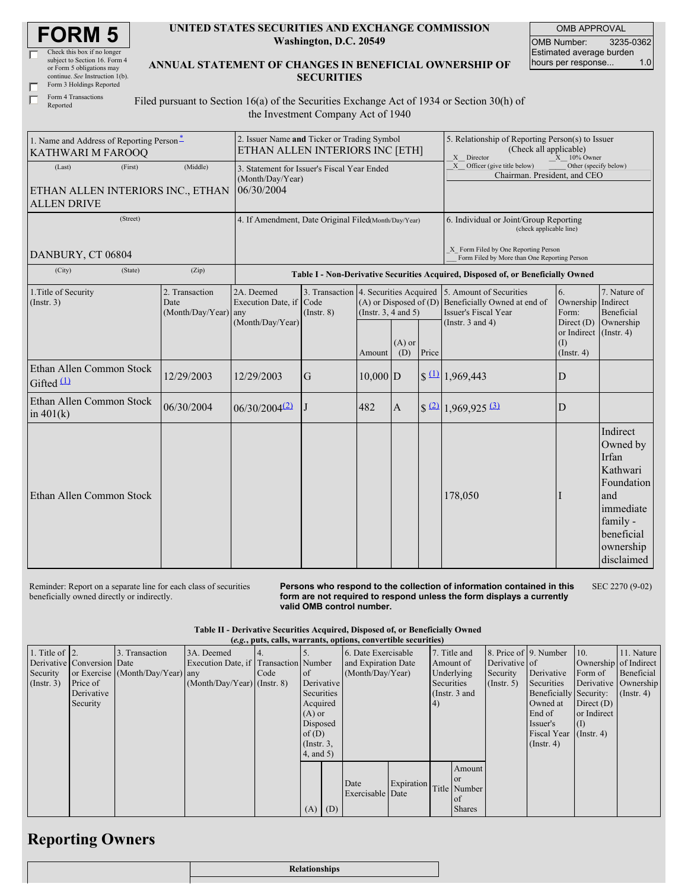# FORM 5

☐ Check this box if no longer subject to Section 16. Form 4 or Form 5 obligations may continue. *See* Instruction 1(b).

☐ Form 3 Holdings Reported

☐ Form 4 Transactions Reported

**UNITED STATES SECURITIES AND EXCHANGE COMMISSION**
**Washington, D.C. 20549**

**ANNUAL STATEMENT OF CHANGES IN BENEFICIAL OWNERSHIP OF SECURITIES**

Filed pursuant to Section 16(a) of the Securities Exchange Act of 1934 or Section 30(h) of the Investment Company Act of 1940

| OMB APPROVAL | |
|---|---|
| OMB Number: | 3235-0362 |
| Estimated average burden hours per response... | 1.0 |

| 1. Name and Address of Reporting Person * | 2. Issuer Name and Ticker or Trading Symbol | 5. Relationship of Reporting Person(s) to Issuer (Check all applicable) |
|---|---|---|
| KATHWARI M FAROOQ | ETHAN ALLEN INTERIORS INC [ETH] | _X_ Director ___ 10% Owner |
| (Last) (First) (Middle) | 3. Statement for Issuer's Fiscal Year Ended (Month/Day/Year) | _X_ Officer (give title below) ___ Other (specify below) |
| ETHAN ALLEN INTERIORS INC., ETHAN ALLEN DRIVE | 06/30/2004 | Chairman. President, and CEO |
| (Street) | 4. If Amendment, Date Original Filed (Month/Day/Year) | 6. Individual or Joint/Group Reporting (check applicable line) |
| DANBURY, CT 06804 | | _X_ Form Filed by One Reporting Person<br>___ Form Filed by More than One Reporting Person |
| (City) (State) (Zip) | | |

**Table I - Non-Derivative Securities Acquired, Disposed of, or Beneficially Owned**

| 1.Title of Security (Instr. 3) | 2. Transaction Date (Month/Day/Year) | 2A. Deemed Execution Date, if any (Month/Day/Year) | 3. Transaction Code (Instr. 8) | 4. Securities Acquired (A) or Disposed of (D) (Instr. 3, 4 and 5) | | | 5. Amount of Securities Beneficially Owned at end of Issuer's Fiscal Year (Instr. 3 and 4) | 6. Ownership Form: Direct (D) or Indirect (I) (Instr. 4) | 7. Nature of Indirect Beneficial Ownership (Instr. 4) |
|---|---|---|---|---|---|---|---|---|---|
| | | | | Amount | (A) or (D) | Price | | | |
| Ethan Allen Common Stock Gifted (1) | 12/29/2003 | 12/29/2003 | G | 10,000 | D | $ (1) | 1,969,443 | D | |
| Ethan Allen Common Stock in 401(k) | 06/30/2004 | 06/30/2004(2) | J | 482 | A | $ (2) | 1,969,925 (3) | D | |
| Ethan Allen Common Stock | | | | | | | 178,050 | I | Indirect Owned by Irfan Kathwari Foundation and immediate family - beneficial ownership disclaimed |

Reminder: Report on a separate line for each class of securities beneficially owned directly or indirectly.

**Persons who respond to the collection of information contained in this form are not required to respond unless the form displays a currently valid OMB control number.**

SEC 2270 (9-02)

**Table II - Derivative Securities Acquired, Disposed of, or Beneficially Owned**
**(*e.g.*, puts, calls, warrants, options, convertible securities)**

| 1. Title of Derivative Security (Instr. 3) | 2. Conversion or Exercise Price of Derivative Security | 3. Transaction Date (Month/Day/Year) | 3A. Deemed Execution Date, if any (Month/Day/Year) | 4. Transaction Code (Instr. 8) | 5. Number of Derivative Securities Acquired (A) or Disposed of (D) (Instr. 3, 4, and 5) | | 6. Date Exercisable and Expiration Date (Month/Day/Year) | | 7. Title and Amount of Underlying Securities (Instr. 3 and 4) | | 8. Price of Derivative Security (Instr. 5) | 9. Number of Derivative Securities Beneficially Owned at End of Issuer's Fiscal Year (Instr. 4) | 10. Ownership Form of Derivative Security: Direct (D) or Indirect (I) (Instr. 4) | 11. Nature of Indirect Beneficial Ownership (Instr. 4) |
|---|---|---|---|---|---|---|---|---|---|---|---|---|---|---|
| | | | | | (A) | (D) | Date Exercisable | Expiration Date | Title | Amount or Number of Shares | | | | |

## Reporting Owners

| | Relationships |
|---|---|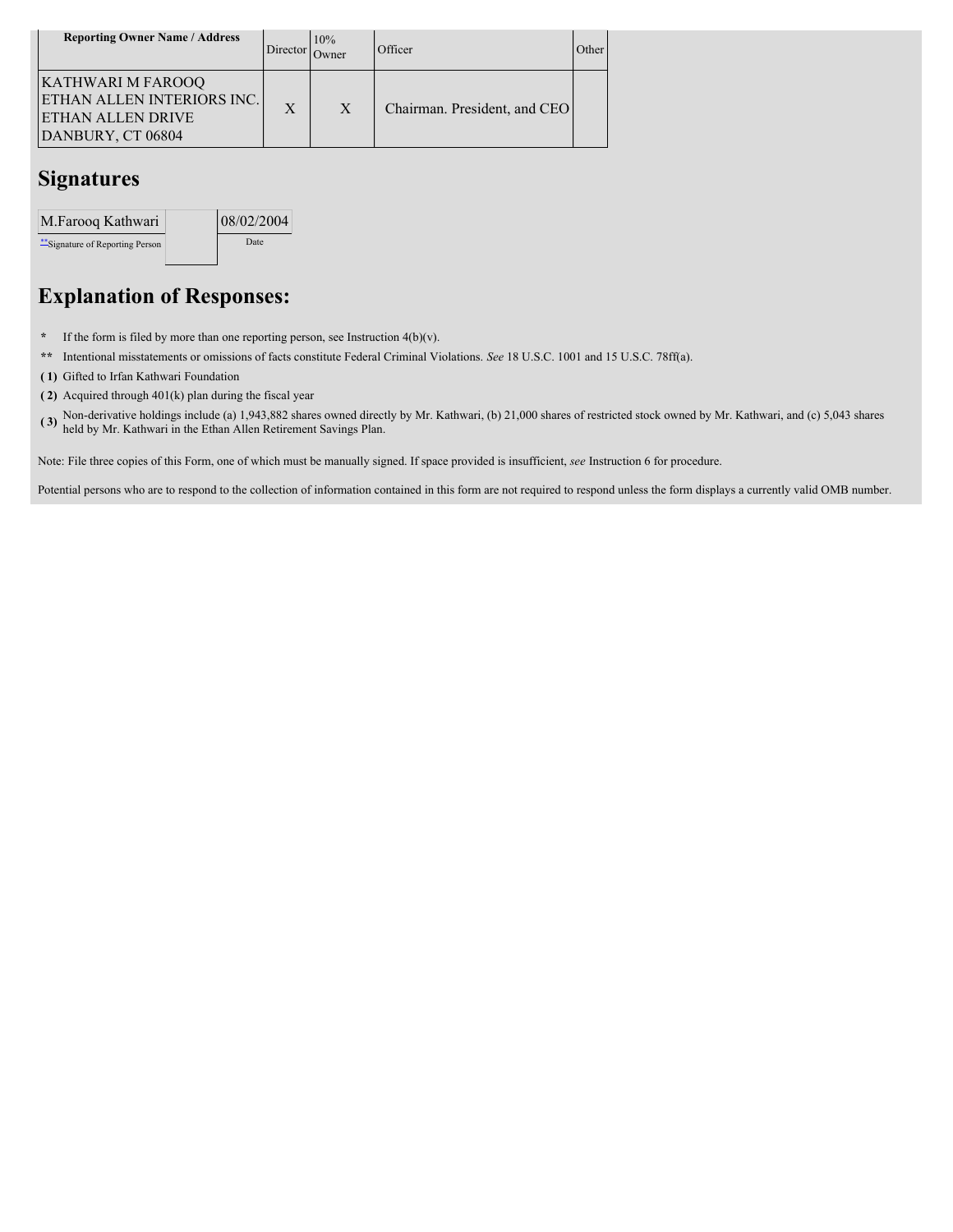| Reporting Owner Name / Address | Director | 10% Owner | Officer | Other |
|---|---|---|---|---|
| KATHWARI M FAROOQ<br>ETHAN ALLEN INTERIORS INC.<br>ETHAN ALLEN DRIVE<br>DANBURY, CT 06804 | X | X | Chairman. President, and CEO | |

## Signatures

| M.Farooq Kathwari | | 08/02/2004 |
|---|---|---|
| **Signature of Reporting Person | | Date |

## Explanation of Responses:

- \* If the form is filed by more than one reporting person, see Instruction 4(b)(v).
- \*\* Intentional misstatements or omissions of facts constitute Federal Criminal Violations. *See* 18 U.S.C. 1001 and 15 U.S.C. 78ff(a).
- ( 1) Gifted to Irfan Kathwari Foundation
- ( 2) Acquired through 401(k) plan during the fiscal year
- ( 3) Non-derivative holdings include (a) 1,943,882 shares owned directly by Mr. Kathwari, (b) 21,000 shares of restricted stock owned by Mr. Kathwari, and (c) 5,043 shares held by Mr. Kathwari in the Ethan Allen Retirement Savings Plan.

Note: File three copies of this Form, one of which must be manually signed. If space provided is insufficient, *see* Instruction 6 for procedure.

Potential persons who are to respond to the collection of information contained in this form are not required to respond unless the form displays a currently valid OMB number.